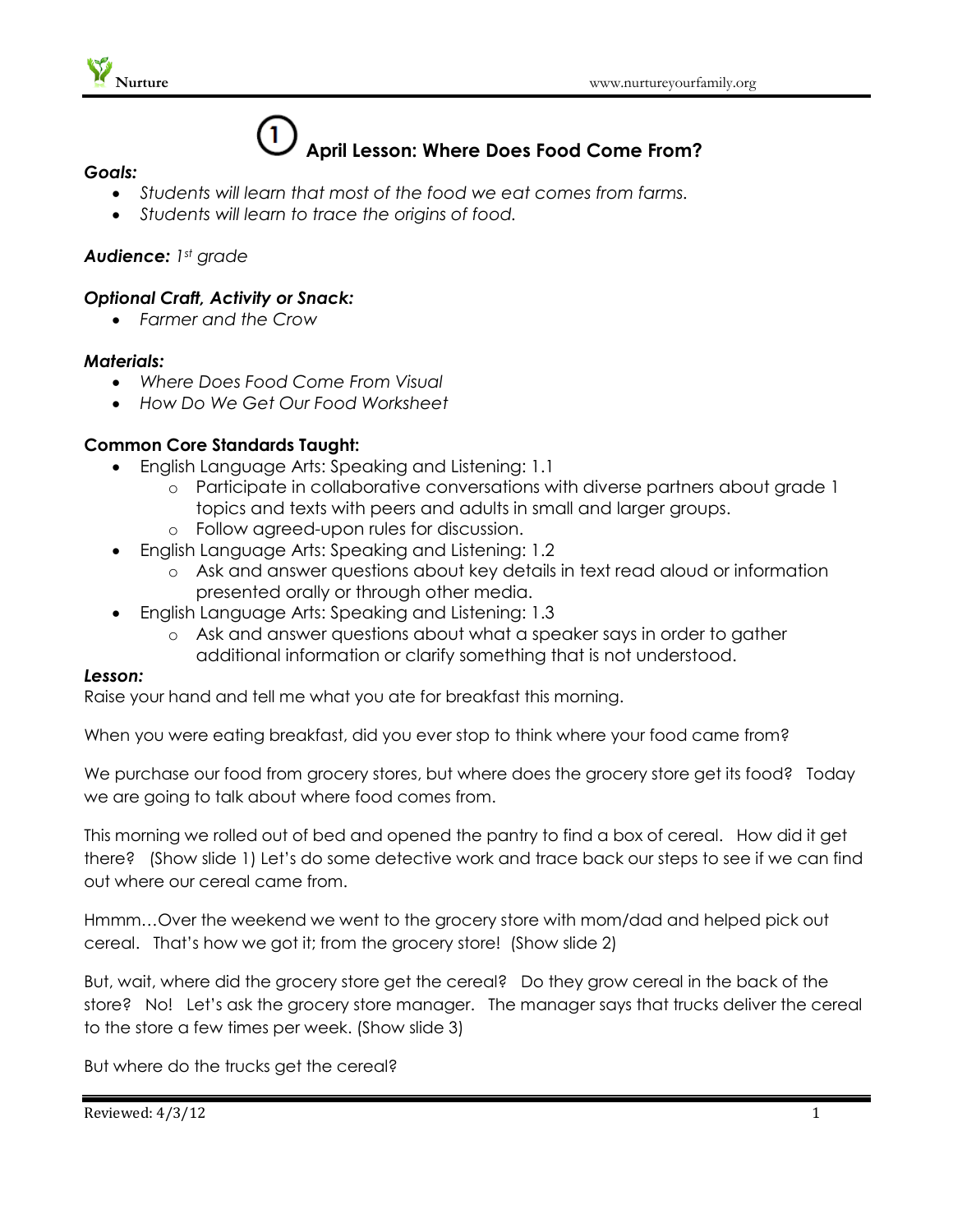# ① April Lesson: Where Does Food Come From?

***Goals:***

- *Students will learn that most of the food we eat comes from farms.*
- *Students will learn to trace the origins of food.*

***Audience:*** *1st grade*

***Optional Craft, Activity or Snack:***

- *Farmer and the Crow*

***Materials:***

- *Where Does Food Come From Visual*
- *How Do We Get Our Food Worksheet*

**Common Core Standards Taught:**

- English Language Arts: Speaking and Listening: 1.1
  - Participate in collaborative conversations with diverse partners about grade 1 topics and texts with peers and adults in small and larger groups.
  - Follow agreed-upon rules for discussion.
- English Language Arts: Speaking and Listening: 1.2
  - Ask and answer questions about key details in text read aloud or information presented orally or through other media.
- English Language Arts: Speaking and Listening: 1.3
  - Ask and answer questions about what a speaker says in order to gather additional information or clarify something that is not understood.

***Lesson:***

Raise your hand and tell me what you ate for breakfast this morning.

When you were eating breakfast, did you ever stop to think where your food came from?

We purchase our food from grocery stores, but where does the grocery store get its food? Today we are going to talk about where food comes from.

This morning we rolled out of bed and opened the pantry to find a box of cereal. How did it get there? (Show slide 1) Let's do some detective work and trace back our steps to see if we can find out where our cereal came from.

Hmmm…Over the weekend we went to the grocery store with mom/dad and helped pick out cereal. That's how we got it; from the grocery store! (Show slide 2)

But, wait, where did the grocery store get the cereal? Do they grow cereal in the back of the store? No! Let's ask the grocery store manager. The manager says that trucks deliver the cereal to the store a few times per week. (Show slide 3)

But where do the trucks get the cereal?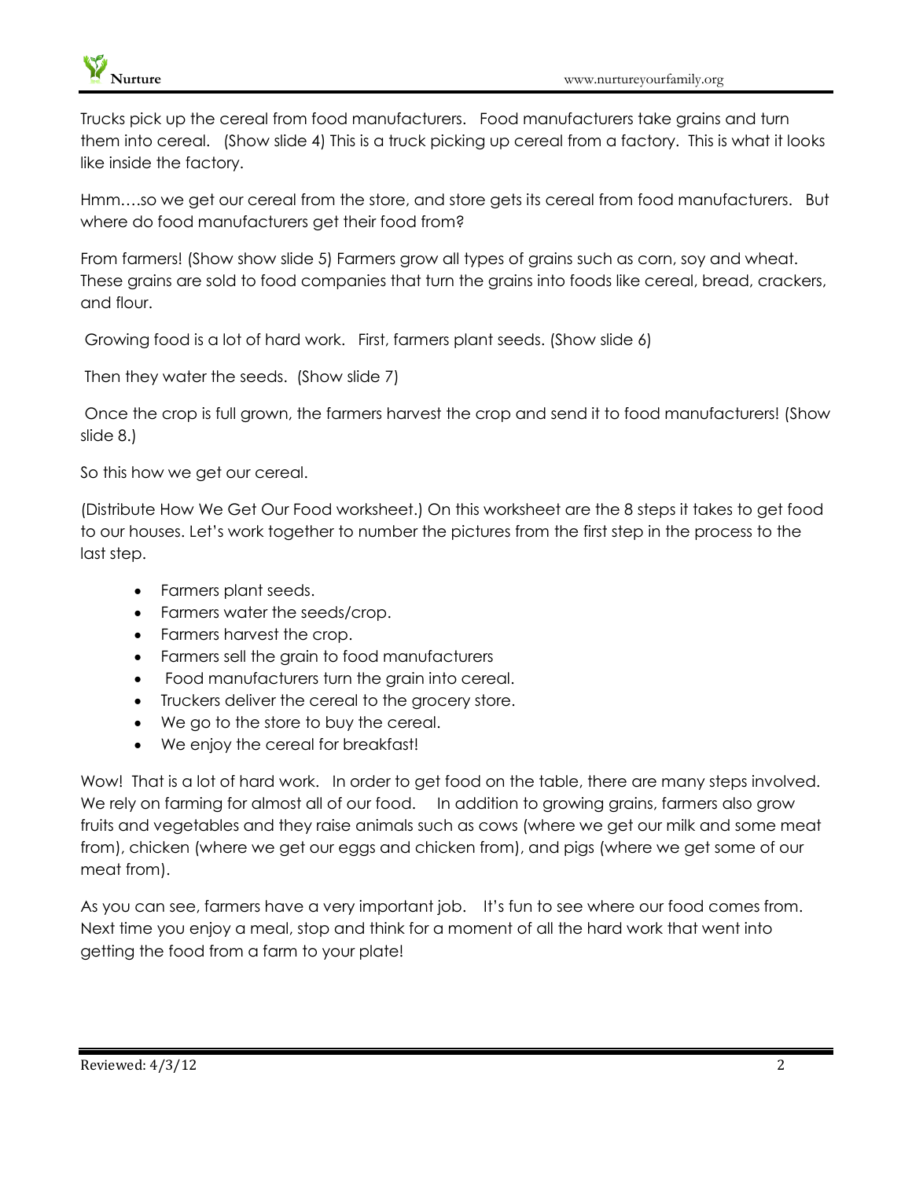Trucks pick up the cereal from food manufacturers. Food manufacturers take grains and turn them into cereal. (Show slide 4) This is a truck picking up cereal from a factory. This is what it looks like inside the factory.

Hmm….so we get our cereal from the store, and store gets its cereal from food manufacturers. But where do food manufacturers get their food from?

From farmers! (Show show slide 5) Farmers grow all types of grains such as corn, soy and wheat. These grains are sold to food companies that turn the grains into foods like cereal, bread, crackers, and flour.

Growing food is a lot of hard work. First, farmers plant seeds. (Show slide 6)

Then they water the seeds. (Show slide 7)

Once the crop is full grown, the farmers harvest the crop and send it to food manufacturers! (Show slide 8.)

So this how we get our cereal.

(Distribute How We Get Our Food worksheet.) On this worksheet are the 8 steps it takes to get food to our houses. Let's work together to number the pictures from the first step in the process to the last step.

- Farmers plant seeds.
- Farmers water the seeds/crop.
- Farmers harvest the crop.
- Farmers sell the grain to food manufacturers
- Food manufacturers turn the grain into cereal.
- Truckers deliver the cereal to the grocery store.
- We go to the store to buy the cereal.
- We enjoy the cereal for breakfast!

Wow! That is a lot of hard work. In order to get food on the table, there are many steps involved. We rely on farming for almost all of our food. In addition to growing grains, farmers also grow fruits and vegetables and they raise animals such as cows (where we get our milk and some meat from), chicken (where we get our eggs and chicken from), and pigs (where we get some of our meat from).

As you can see, farmers have a very important job. It's fun to see where our food comes from. Next time you enjoy a meal, stop and think for a moment of all the hard work that went into getting the food from a farm to your plate!

Reviewed: 4/3/12